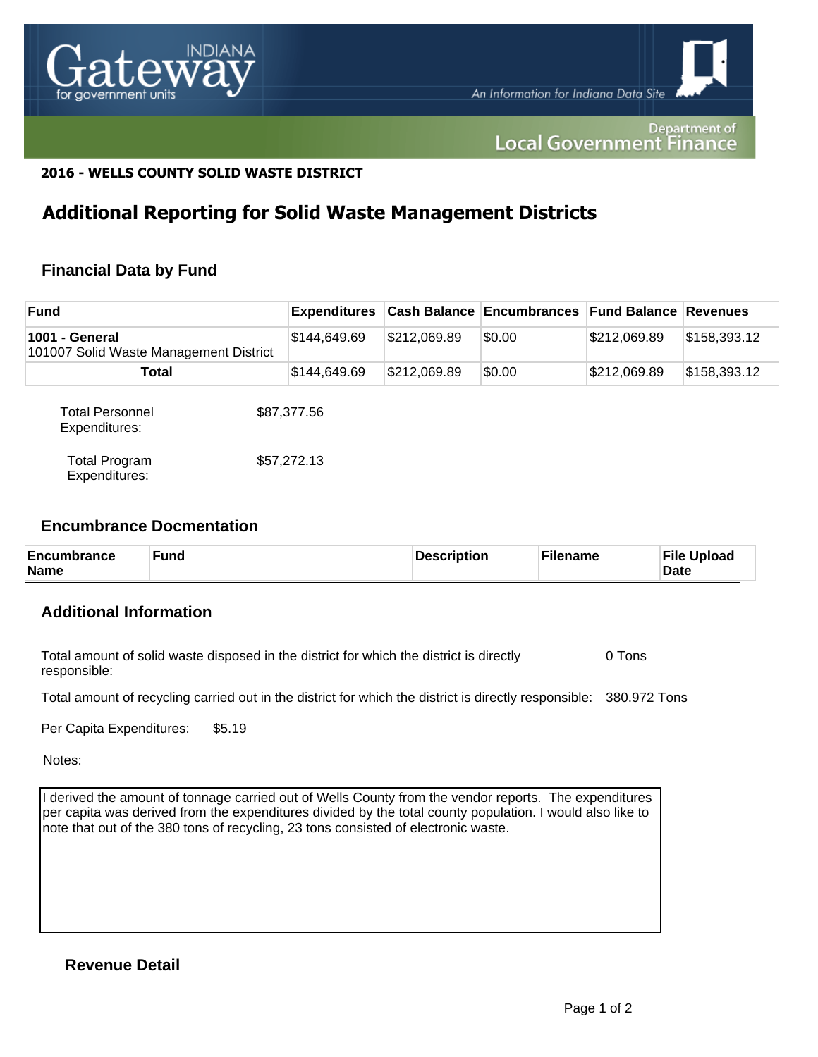**2016 - WELLS COUNTY SOLID WASTE DISTRICT**

# Additional Reporting for Solid Waste Management Districts

## Financial Data by Fund

| Fund | Expenditures | Cash Balance | Encumbrances | Fund Balance | Revenues |
|---|---|---|---|---|---|
| **1001 - General** 101007 Solid Waste Management District | $144,649.69 | $212,069.89 | $0.00 | $212,069.89 | $158,393.12 |
| **Total** | $144,649.69 | $212,069.89 | $0.00 | $212,069.89 | $158,393.12 |

Total Personnel Expenditures: $87,377.56

Total Program Expenditures: $57,272.13

## Encumbrance Docmentation

| Encumbrance Name | Fund | Description | Filename | File Upload Date |
|---|---|---|---|---|

## Additional Information

Total amount of solid waste disposed in the district for which the district is directly responsible: 0 Tons

Total amount of recycling carried out in the district for which the district is directly responsible: 380.972 Tons

Per Capita Expenditures: $5.19

Notes:

I derived the amount of tonnage carried out of Wells County from the vendor reports. The expenditures per capita was derived from the expenditures divided by the total county population. I would also like to note that out of the 380 tons of recycling, 23 tons consisted of electronic waste.

## Revenue Detail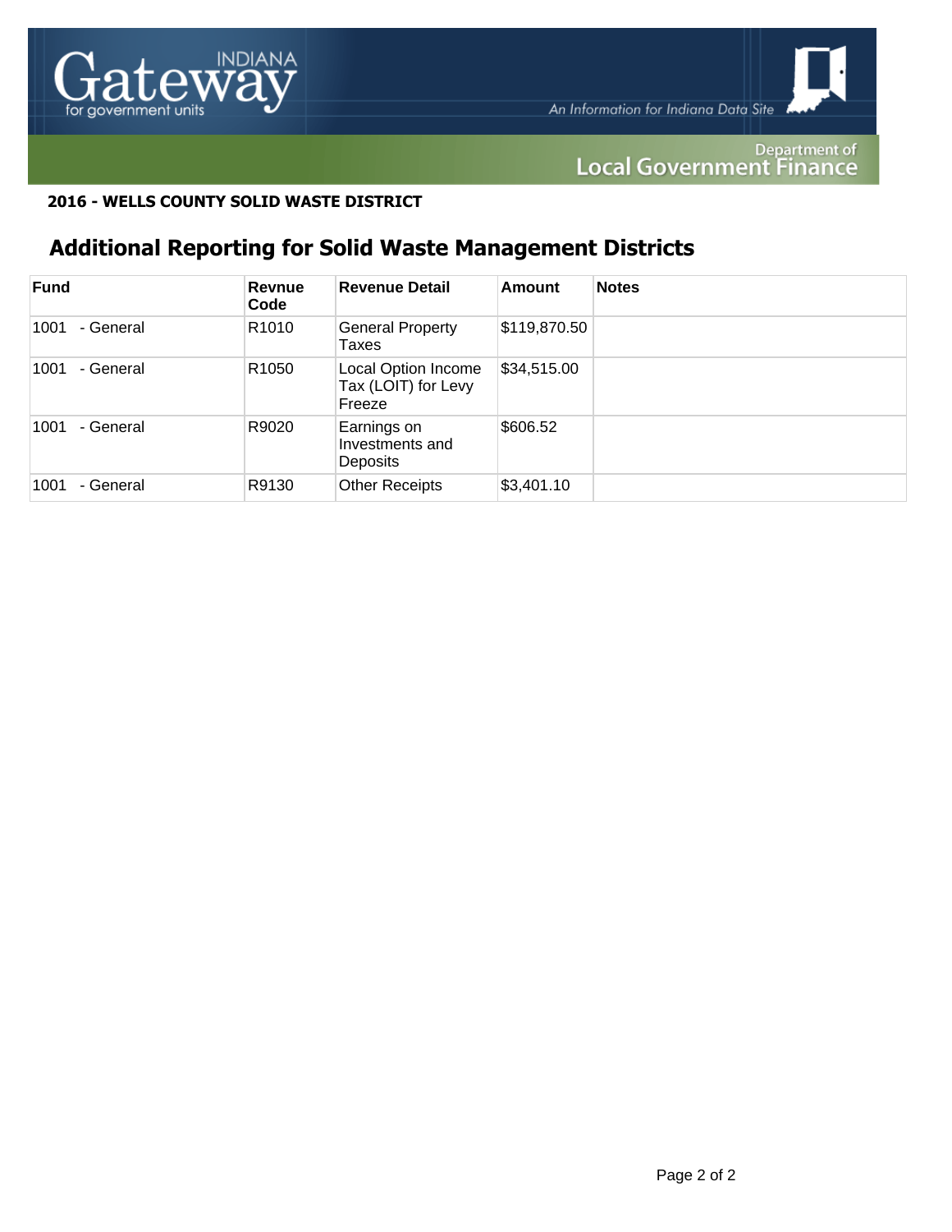**2016 - WELLS COUNTY SOLID WASTE DISTRICT**

## Additional Reporting for Solid Waste Management Districts

| Fund | Revnue Code | Revenue Detail | Amount | Notes |
|---|---|---|---|---|
| 1001 - General | R1010 | General Property Taxes | $119,870.50 | |
| 1001 - General | R1050 | Local Option Income Tax (LOIT) for Levy Freeze | $34,515.00 | |
| 1001 - General | R9020 | Earnings on Investments and Deposits | $606.52 | |
| 1001 - General | R9130 | Other Receipts | $3,401.10 | |